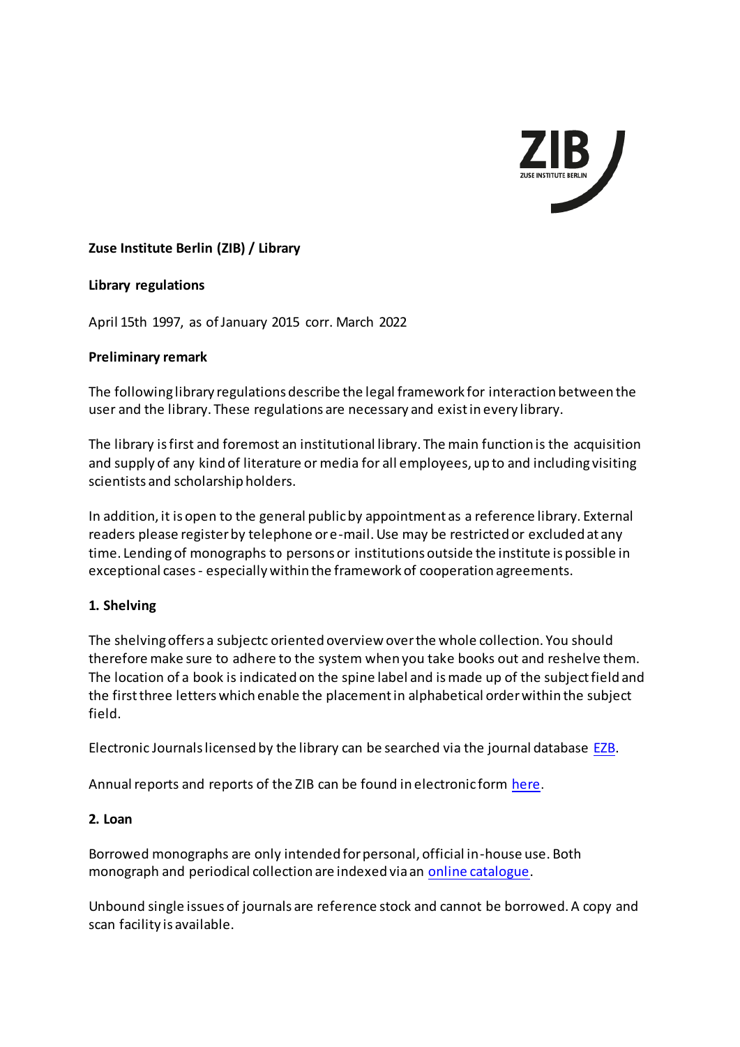**Zuse Institute Berlin (ZIB) / Library**

**Library regulations**

April 15th 1997, as of January 2015 corr. March 2022

**Preliminary remark**

The following library regulations describe the legal framework for interaction between the user and the library. These regulations are necessary and exist in every library.

The library is first and foremost an institutional library. The main function is the acquisition and supply of any kind of literature or media for all employees, up to and including visiting scientists and scholarship holders.

In addition, it is open to the general public by appointment as a reference library. External readers please register by telephone or e-mail. Use may be restricted or excluded at any time. Lending of monographs to persons or institutions outside the institute is possible in exceptional cases - especially within the framework of cooperation agreements.

**1. Shelving**

The shelving offers a subjectc oriented overview over the whole collection. You should therefore make sure to adhere to the system when you take books out and reshelve them. The location of a book is indicated on the spine label and is made up of the subject field and the first three letters which enable the placement in alphabetical order within the subject field.

Electronic Journals licensed by the library can be searched via the journal database EZB.

Annual reports and reports of the ZIB can be found in electronic form here.

**2. Loan**

Borrowed monographs are only intended for personal, official in-house use. Both monograph and periodical collection are indexed via an online catalogue.

Unbound single issues of journals are reference stock and cannot be borrowed. A copy and scan facility is available.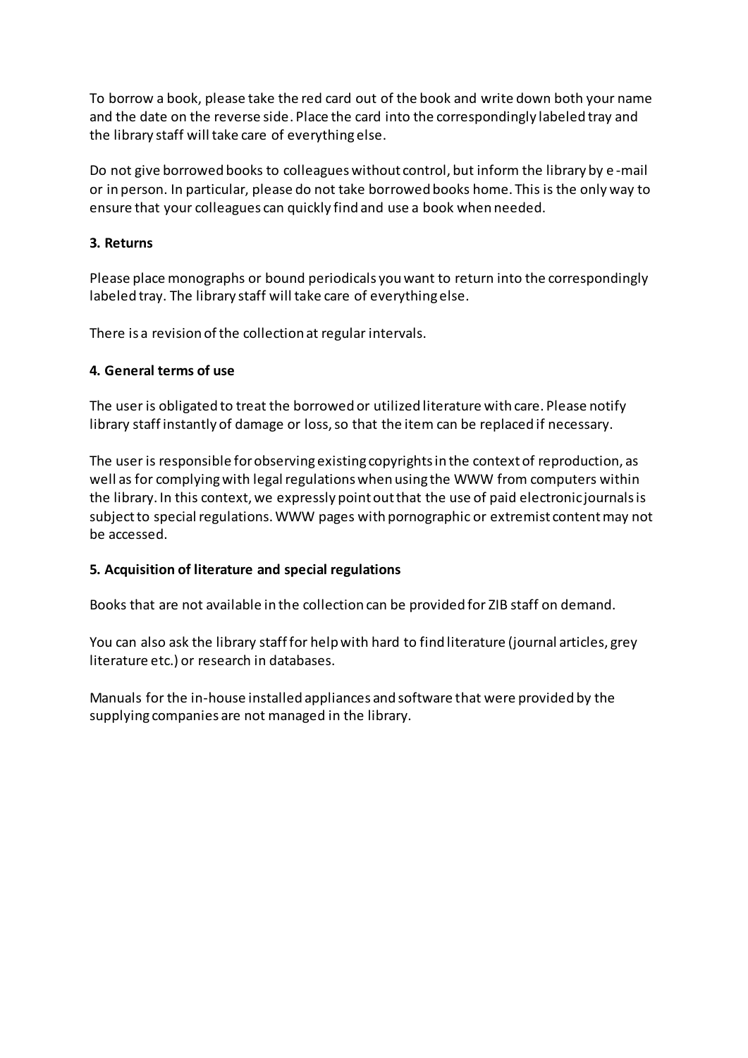To borrow a book, please take the red card out of the book and write down both your name and the date on the reverse side. Place the card into the correspondingly labeled tray and the library staff will take care of everything else.

Do not give borrowed books to colleagues without control, but inform the library by e-mail or in person. In particular, please do not take borrowed books home. This is the only way to ensure that your colleagues can quickly find and use a book when needed.

### 3. Returns

Please place monographs or bound periodicals you want to return into the correspondingly labeled tray. The library staff will take care of everything else.

There is a revision of the collection at regular intervals.

### 4. General terms of use

The user is obligated to treat the borrowed or utilized literature with care. Please notify library staff instantly of damage or loss, so that the item can be replaced if necessary.

The user is responsible for observing existing copyrights in the context of reproduction, as well as for complying with legal regulations when using the WWW from computers within the library. In this context, we expressly point out that the use of paid electronic journals is subject to special regulations. WWW pages with pornographic or extremist content may not be accessed.

### 5. Acquisition of literature and special regulations

Books that are not available in the collection can be provided for ZIB staff on demand.

You can also ask the library staff for help with hard to find literature (journal articles, grey literature etc.) or research in databases.

Manuals for the in-house installed appliances and software that were provided by the supplying companies are not managed in the library.